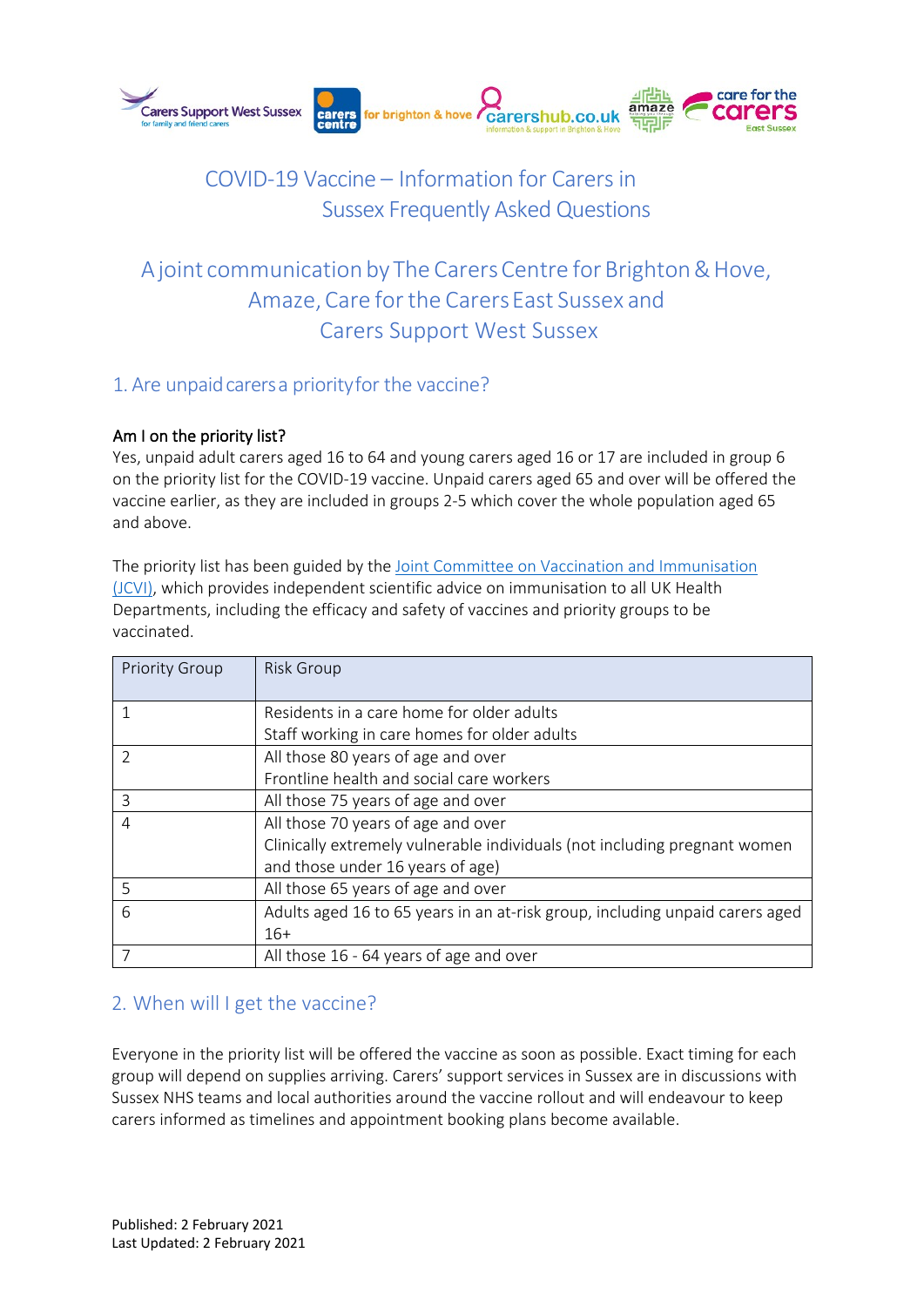# COVID-19 Vaccine – Information for Carers in Sussex Frequently Asked Questions

## A joint communication by The Carers Centre for Brighton & Hove, Amaze, Care for the Carers East Sussex and Carers Support West Sussex

## 1. Are unpaid carers a priority for the vaccine?

**Am I on the priority list?**

Yes, unpaid adult carers aged 16 to 64 and young carers aged 16 or 17 are included in group 6 on the priority list for the COVID-19 vaccine. Unpaid carers aged 65 and over will be offered the vaccine earlier, as they are included in groups 2-5 which cover the whole population aged 65 and above.

The priority list has been guided by the [Joint Committee on Vaccination and Immunisation (JCVI)](), which provides independent scientific advice on immunisation to all UK Health Departments, including the efficacy and safety of vaccines and priority groups to be vaccinated.

| Priority Group | Risk Group |
|---|---|
| 1 | Residents in a care home for older adults<br>Staff working in care homes for older adults |
| 2 | All those 80 years of age and over<br>Frontline health and social care workers |
| 3 | All those 75 years of age and over |
| 4 | All those 70 years of age and over<br>Clinically extremely vulnerable individuals (not including pregnant women and those under 16 years of age) |
| 5 | All those 65 years of age and over |
| 6 | Adults aged 16 to 65 years in an at-risk group, including unpaid carers aged 16+ |
| 7 | All those 16 - 64 years of age and over |

## 2. When will I get the vaccine?

Everyone in the priority list will be offered the vaccine as soon as possible. Exact timing for each group will depend on supplies arriving. Carers' support services in Sussex are in discussions with Sussex NHS teams and local authorities around the vaccine rollout and will endeavour to keep carers informed as timelines and appointment booking plans become available.

Published: 2 February 2021
Last Updated: 2 February 2021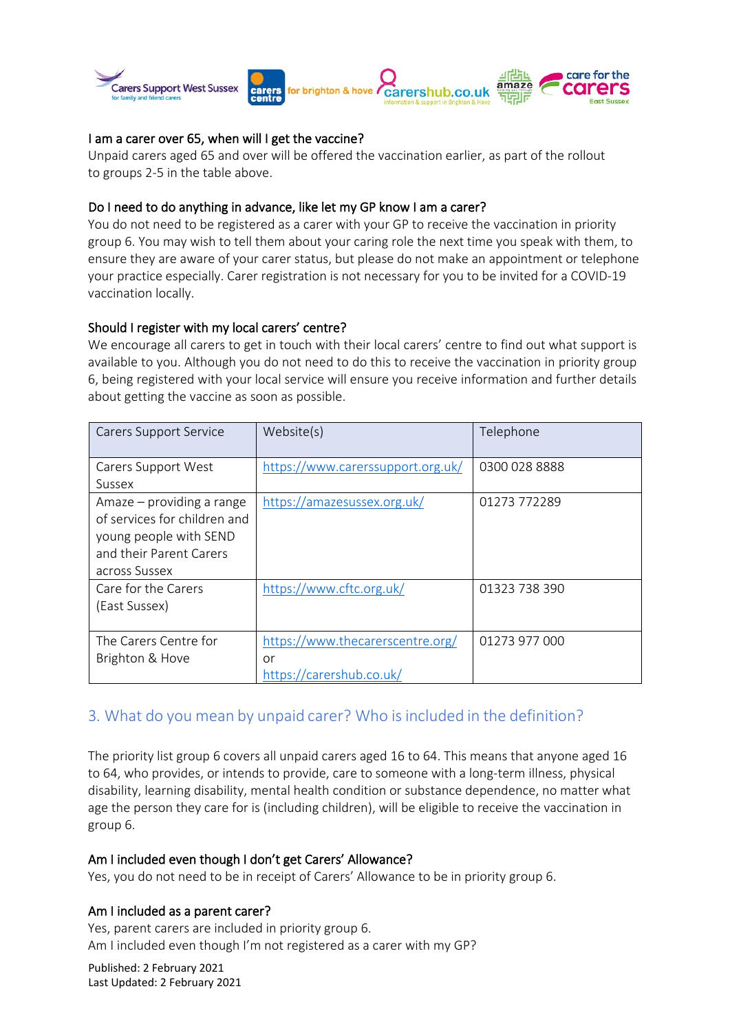### I am a carer over 65, when will I get the vaccine?

Unpaid carers aged 65 and over will be offered the vaccination earlier, as part of the rollout to groups 2-5 in the table above.

### Do I need to do anything in advance, like let my GP know I am a carer?

You do not need to be registered as a carer with your GP to receive the vaccination in priority group 6. You may wish to tell them about your caring role the next time you speak with them, to ensure they are aware of your carer status, but please do not make an appointment or telephone your practice especially. Carer registration is not necessary for you to be invited for a COVID-19 vaccination locally.

### Should I register with my local carers' centre?

We encourage all carers to get in touch with their local carers' centre to find out what support is available to you. Although you do not need to do this to receive the vaccination in priority group 6, being registered with your local service will ensure you receive information and further details about getting the vaccine as soon as possible.

| Carers Support Service | Website(s) | Telephone |
| --- | --- | --- |
| Carers Support West Sussex | https://www.carerssupport.org.uk/ | 0300 028 8888 |
| Amaze – providing a range of services for children and young people with SEND and their Parent Carers across Sussex | https://amazesussex.org.uk/ | 01273 772289 |
| Care for the Carers (East Sussex) | https://www.cftc.org.uk/ | 01323 738 390 |
| The Carers Centre for Brighton & Hove | https://www.thecarerscentre.org/ or https://carershub.co.uk/ | 01273 977 000 |

## 3. What do you mean by unpaid carer? Who is included in the definition?

The priority list group 6 covers all unpaid carers aged 16 to 64. This means that anyone aged 16 to 64, who provides, or intends to provide, care to someone with a long-term illness, physical disability, learning disability, mental health condition or substance dependence, no matter what age the person they care for is (including children), will be eligible to receive the vaccination in group 6.

### Am I included even though I don't get Carers' Allowance?

Yes, you do not need to be in receipt of Carers' Allowance to be in priority group 6.

### Am I included as a parent carer?

Yes, parent carers are included in priority group 6.

Am I included even though I'm not registered as a carer with my GP?

Published: 2 February 2021
Last Updated: 2 February 2021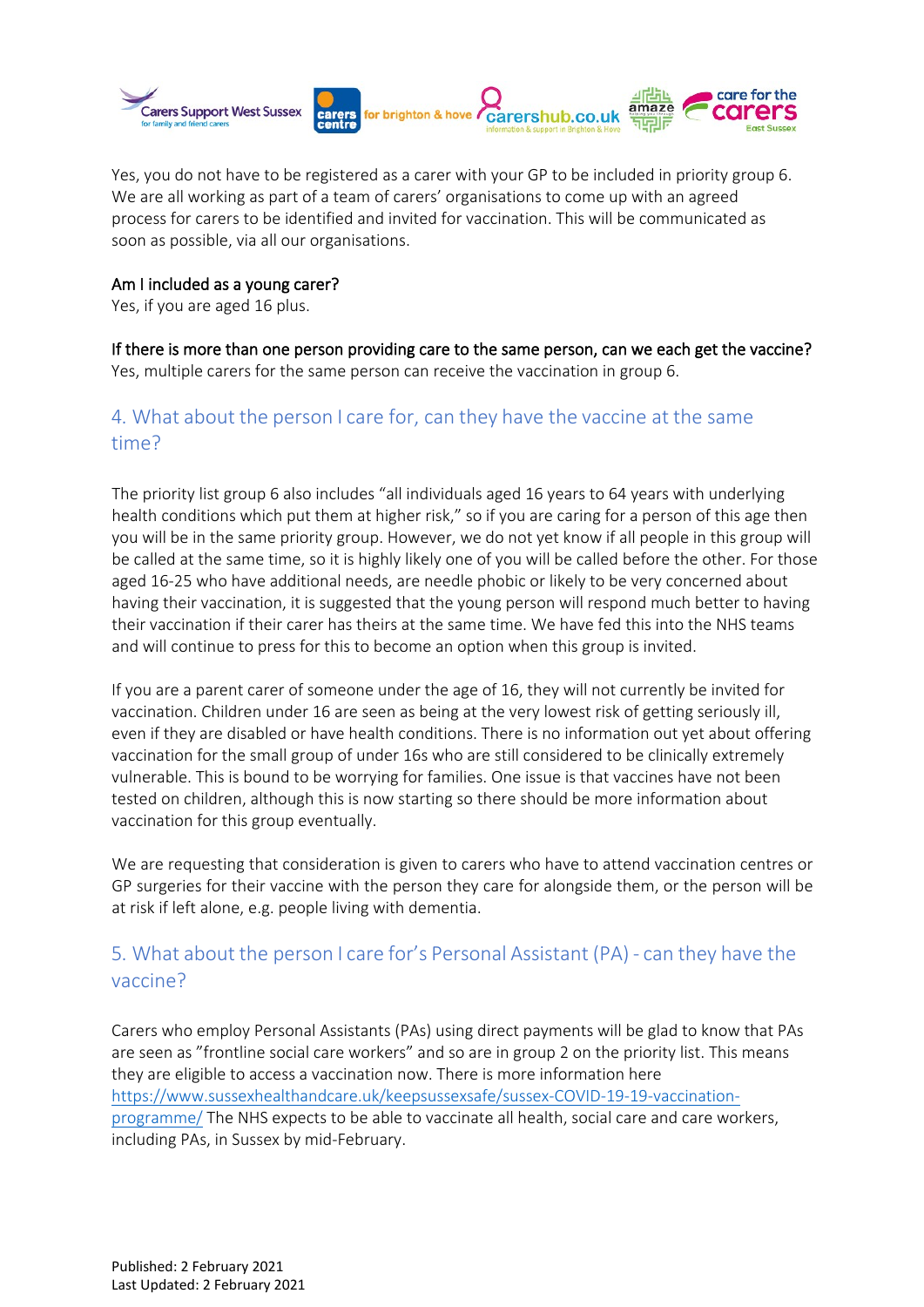Yes, you do not have to be registered as a carer with your GP to be included in priority group 6. We are all working as part of a team of carers' organisations to come up with an agreed process for carers to be identified and invited for vaccination. This will be communicated as soon as possible, via all our organisations.

**Am I included as a young carer?**
Yes, if you are aged 16 plus.

**If there is more than one person providing care to the same person, can we each get the vaccine?**
Yes, multiple carers for the same person can receive the vaccination in group 6.

## 4. What about the person I care for, can they have the vaccine at the same time?

The priority list group 6 also includes "all individuals aged 16 years to 64 years with underlying health conditions which put them at higher risk," so if you are caring for a person of this age then you will be in the same priority group. However, we do not yet know if all people in this group will be called at the same time, so it is highly likely one of you will be called before the other. For those aged 16-25 who have additional needs, are needle phobic or likely to be very concerned about having their vaccination, it is suggested that the young person will respond much better to having their vaccination if their carer has theirs at the same time. We have fed this into the NHS teams and will continue to press for this to become an option when this group is invited.

If you are a parent carer of someone under the age of 16, they will not currently be invited for vaccination. Children under 16 are seen as being at the very lowest risk of getting seriously ill, even if they are disabled or have health conditions. There is no information out yet about offering vaccination for the small group of under 16s who are still considered to be clinically extremely vulnerable. This is bound to be worrying for families. One issue is that vaccines have not been tested on children, although this is now starting so there should be more information about vaccination for this group eventually.

We are requesting that consideration is given to carers who have to attend vaccination centres or GP surgeries for their vaccine with the person they care for alongside them, or the person will be at risk if left alone, e.g. people living with dementia.

## 5. What about the person I care for's Personal Assistant (PA) - can they have the vaccine?

Carers who employ Personal Assistants (PAs) using direct payments will be glad to know that PAs are seen as "frontline social care workers" and so are in group 2 on the priority list. This means they are eligible to access a vaccination now. There is more information here https://www.sussexhealthandcare.uk/keepsussexsafe/sussex-COVID-19-19-vaccination-programme/ The NHS expects to be able to vaccinate all health, social care and care workers, including PAs, in Sussex by mid-February.

Published: 2 February 2021
Last Updated: 2 February 2021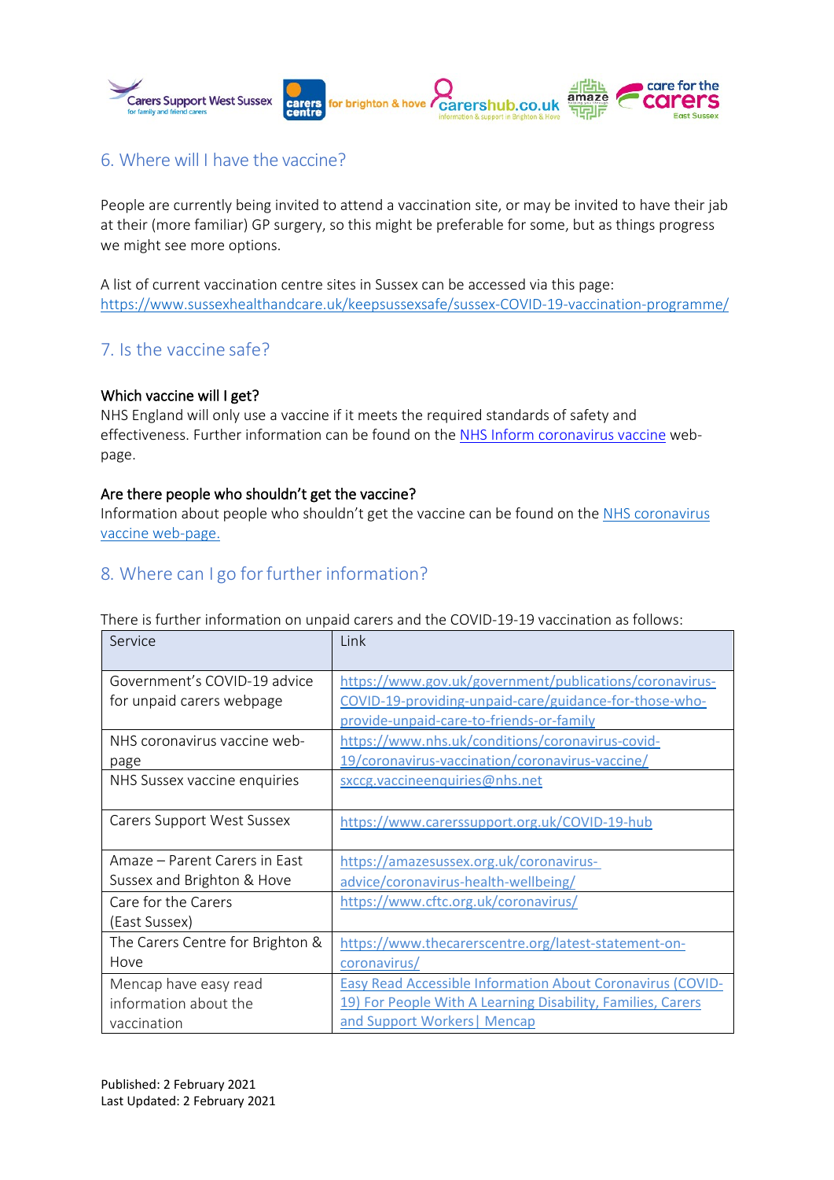## 6. Where will I have the vaccine?

People are currently being invited to attend a vaccination site, or may be invited to have their jab at their (more familiar) GP surgery, so this might be preferable for some, but as things progress we might see more options.

A list of current vaccination centre sites in Sussex can be accessed via this page: https://www.sussexhealthandcare.uk/keepsussexsafe/sussex-COVID-19-vaccination-programme/

## 7. Is the vaccine safe?

**Which vaccine will I get?**
NHS England will only use a vaccine if it meets the required standards of safety and effectiveness. Further information can be found on the NHS Inform coronavirus vaccine web-page.

**Are there people who shouldn't get the vaccine?**
Information about people who shouldn't get the vaccine can be found on the NHS coronavirus vaccine web-page.

## 8. Where can I go for further information?

There is further information on unpaid carers and the COVID-19-19 vaccination as follows:

| Service | Link |
|---|---|
| Government's COVID-19 advice for unpaid carers webpage | https://www.gov.uk/government/publications/coronavirus-COVID-19-providing-unpaid-care/guidance-for-those-who-provide-unpaid-care-to-friends-or-family |
| NHS coronavirus vaccine web-page | https://www.nhs.uk/conditions/coronavirus-covid-19/coronavirus-vaccination/coronavirus-vaccine/ |
| NHS Sussex vaccine enquiries | sxccg.vaccineenquiries@nhs.net |
| Carers Support West Sussex | https://www.carerssupport.org.uk/COVID-19-hub |
| Amaze – Parent Carers in East Sussex and Brighton & Hove | https://amazesussex.org.uk/coronavirus-advice/coronavirus-health-wellbeing/ |
| Care for the Carers (East Sussex) | https://www.cftc.org.uk/coronavirus/ |
| The Carers Centre for Brighton & Hove | https://www.thecarerscentre.org/latest-statement-on-coronavirus/ |
| Mencap have easy read information about the vaccination | Easy Read Accessible Information About Coronavirus (COVID-19) For People With A Learning Disability, Families, Carers and Support Workers\| Mencap |

Published: 2 February 2021
Last Updated: 2 February 2021